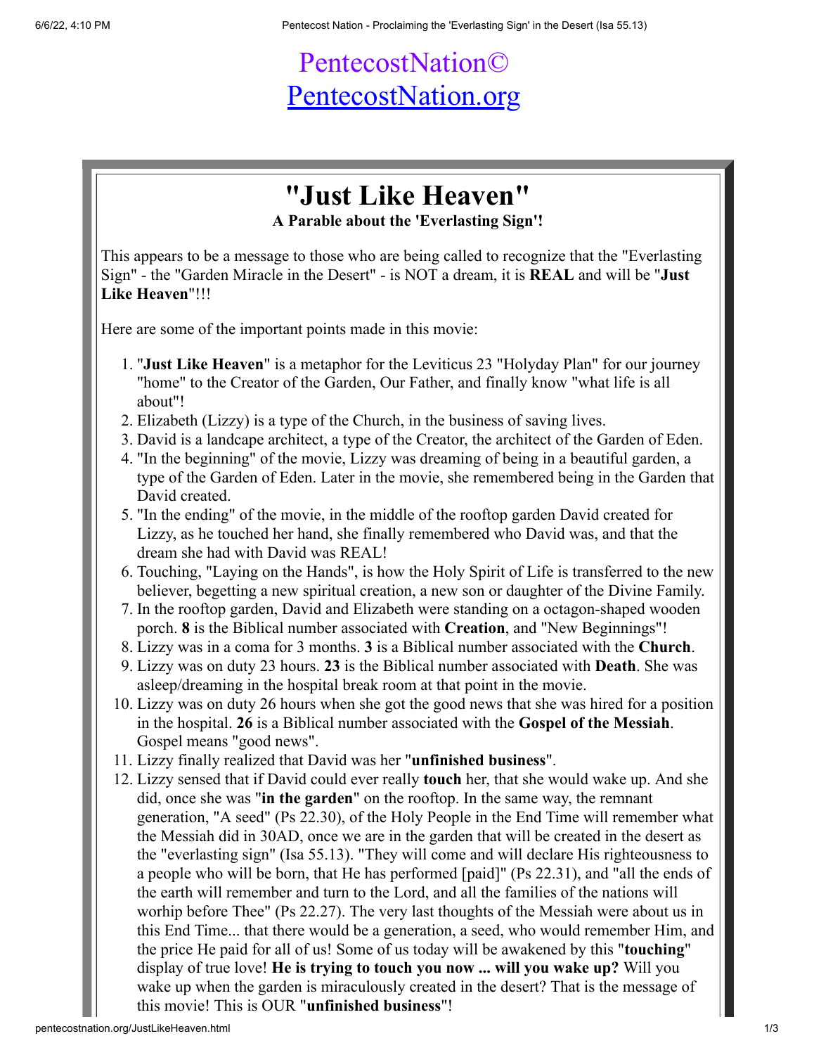PentecostNation©
[PentecostNation.org](pentecostnation.org)

# "Just Like Heaven"

**A Parable about the 'Everlasting Sign'!**

This appears to be a message to those who are being called to recognize that the "Everlasting Sign" - the "Garden Miracle in the Desert" - is NOT a dream, it is **REAL** and will be "**Just Like Heaven**"!!!

Here are some of the important points made in this movie:

1. "**Just Like Heaven**" is a metaphor for the Leviticus 23 "Holyday Plan" for our journey "home" to the Creator of the Garden, Our Father, and finally know "what life is all about"!
2. Elizabeth (Lizzy) is a type of the Church, in the business of saving lives.
3. David is a landcape architect, a type of the Creator, the architect of the Garden of Eden.
4. "In the beginning" of the movie, Lizzy was dreaming of being in a beautiful garden, a type of the Garden of Eden. Later in the movie, she remembered being in the Garden that David created.
5. "In the ending" of the movie, in the middle of the rooftop garden David created for Lizzy, as he touched her hand, she finally remembered who David was, and that the dream she had with David was REAL!
6. Touching, "Laying on the Hands", is how the Holy Spirit of Life is transferred to the new believer, begetting a new spiritual creation, a new son or daughter of the Divine Family.
7. In the rooftop garden, David and Elizabeth were standing on a octagon-shaped wooden porch. **8** is the Biblical number associated with **Creation**, and "New Beginnings"!
8. Lizzy was in a coma for 3 months. **3** is a Biblical number associated with the **Church**.
9. Lizzy was on duty 23 hours. **23** is the Biblical number associated with **Death**. She was asleep/dreaming in the hospital break room at that point in the movie.
10. Lizzy was on duty 26 hours when she got the good news that she was hired for a position in the hospital. **26** is a Biblical number associated with the **Gospel of the Messiah**. Gospel means "good news".
11. Lizzy finally realized that David was her "**unfinished business**".
12. Lizzy sensed that if David could ever really **touch** her, that she would wake up. And she did, once she was "**in the garden**" on the rooftop. In the same way, the remnant generation, "A seed" (Ps 22.30), of the Holy People in the End Time will remember what the Messiah did in 30AD, once we are in the garden that will be created in the desert as the "everlasting sign" (Isa 55.13). "They will come and will declare His righteousness to a people who will be born, that He has performed [paid]" (Ps 22.31), and "all the ends of the earth will remember and turn to the Lord, and all the families of the nations will worhip before Thee" (Ps 22.27). The very last thoughts of the Messiah were about us in this End Time... that there would be a generation, a seed, who would remember Him, and the price He paid for all of us! Some of us today will be awakened by this "**touching**" display of true love! **He is trying to touch you now ... will you wake up?** Will you wake up when the garden is miraculously created in the desert? That is the message of this movie! This is OUR "**unfinished business**"!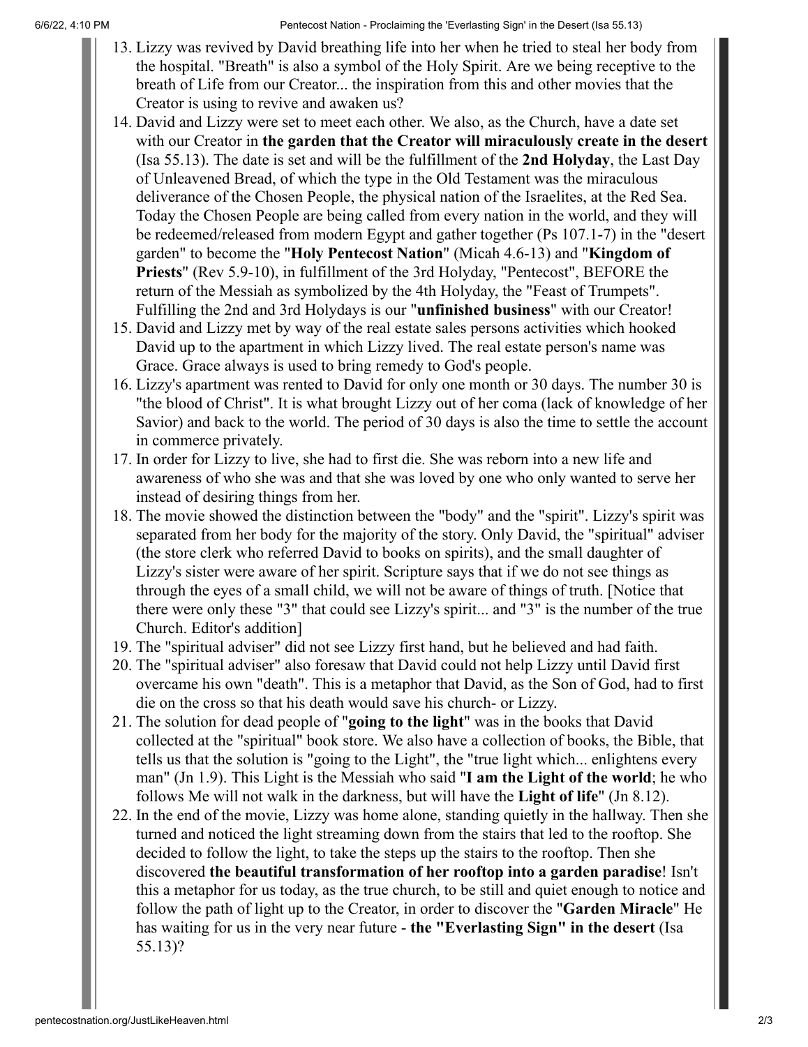13. Lizzy was revived by David breathing life into her when he tried to steal her body from the hospital. "Breath" is also a symbol of the Holy Spirit. Are we being receptive to the breath of Life from our Creator... the inspiration from this and other movies that the Creator is using to revive and awaken us?
14. David and Lizzy were set to meet each other. We also, as the Church, have a date set with our Creator in **the garden that the Creator will miraculously create in the desert** (Isa 55.13). The date is set and will be the fulfillment of the **2nd Holyday**, the Last Day of Unleavened Bread, of which the type in the Old Testament was the miraculous deliverance of the Chosen People, the physical nation of the Israelites, at the Red Sea. Today the Chosen People are being called from every nation in the world, and they will be redeemed/released from modern Egypt and gather together (Ps 107.1-7) in the "desert garden" to become the "**Holy Pentecost Nation**" (Micah 4.6-13) and "**Kingdom of Priests**" (Rev 5.9-10), in fulfillment of the 3rd Holyday, "Pentecost", BEFORE the return of the Messiah as symbolized by the 4th Holyday, the "Feast of Trumpets". Fulfilling the 2nd and 3rd Holydays is our "**unfinished business**" with our Creator!
15. David and Lizzy met by way of the real estate sales persons activities which hooked David up to the apartment in which Lizzy lived. The real estate person's name was Grace. Grace always is used to bring remedy to God's people.
16. Lizzy's apartment was rented to David for only one month or 30 days. The number 30 is "the blood of Christ". It is what brought Lizzy out of her coma (lack of knowledge of her Savior) and back to the world. The period of 30 days is also the time to settle the account in commerce privately.
17. In order for Lizzy to live, she had to first die. She was reborn into a new life and awareness of who she was and that she was loved by one who only wanted to serve her instead of desiring things from her.
18. The movie showed the distinction between the "body" and the "spirit". Lizzy's spirit was separated from her body for the majority of the story. Only David, the "spiritual" adviser (the store clerk who referred David to books on spirits), and the small daughter of Lizzy's sister were aware of her spirit. Scripture says that if we do not see things as through the eyes of a small child, we will not be aware of things of truth. [Notice that there were only these "3" that could see Lizzy's spirit... and "3" is the number of the true Church. Editor's addition]
19. The "spiritual adviser" did not see Lizzy first hand, but he believed and had faith.
20. The "spiritual adviser" also foresaw that David could not help Lizzy until David first overcame his own "death". This is a metaphor that David, as the Son of God, had to first die on the cross so that his death would save his church- or Lizzy.
21. The solution for dead people of "**going to the light**" was in the books that David collected at the "spiritual" book store. We also have a collection of books, the Bible, that tells us that the solution is "going to the Light", the "true light which... enlightens every man" (Jn 1.9). This Light is the Messiah who said "**I am the Light of the world**; he who follows Me will not walk in the darkness, but will have the **Light of life**" (Jn 8.12).
22. In the end of the movie, Lizzy was home alone, standing quietly in the hallway. Then she turned and noticed the light streaming down from the stairs that led to the rooftop. She decided to follow the light, to take the steps up the stairs to the rooftop. Then she discovered **the beautiful transformation of her rooftop into a garden paradise**! Isn't this a metaphor for us today, as the true church, to be still and quiet enough to notice and follow the path of light up to the Creator, in order to discover the "**Garden Miracle**" He has waiting for us in the very near future - **the "Everlasting Sign" in the desert** (Isa 55.13)?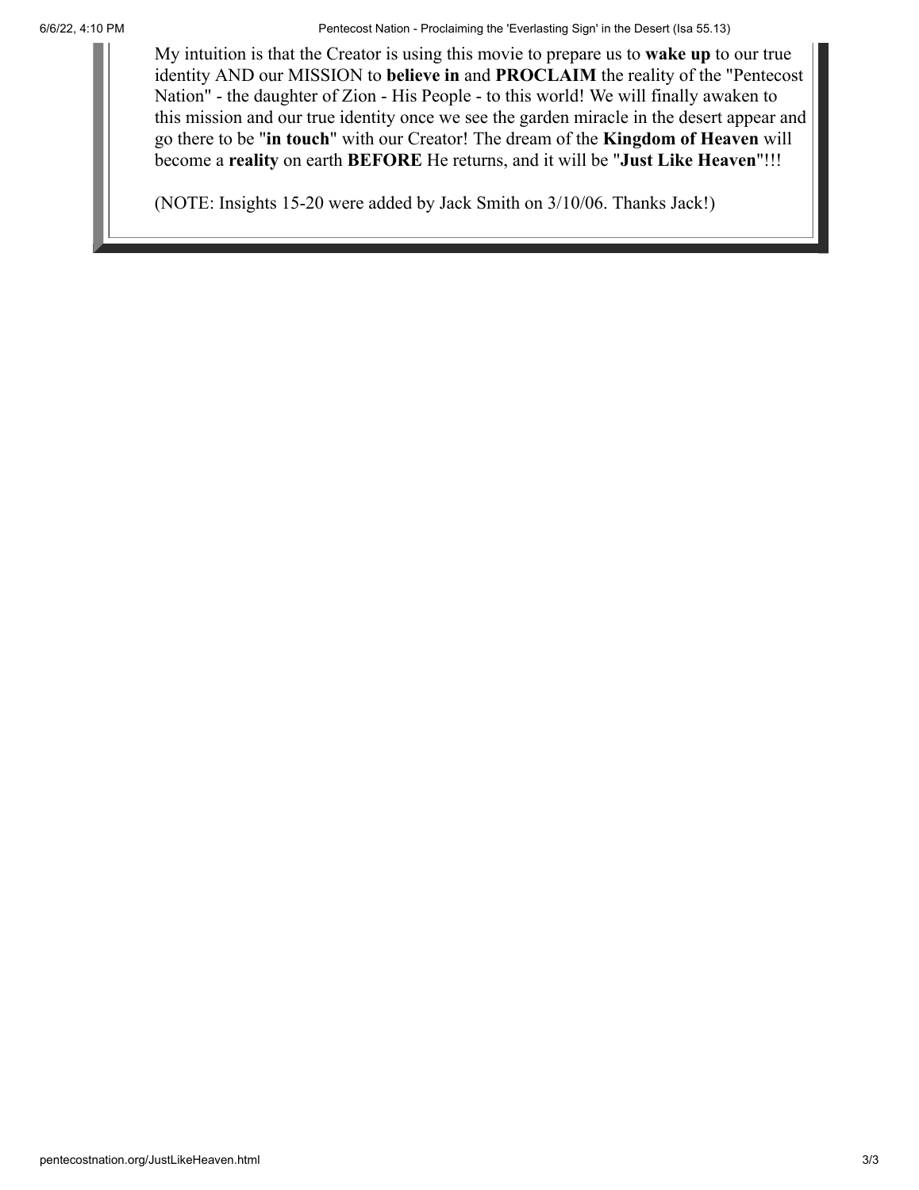My intuition is that the Creator is using this movie to prepare us to **wake up** to our true identity AND our MISSION to **believe in** and **PROCLAIM** the reality of the "Pentecost Nation" - the daughter of Zion - His People - to this world! We will finally awaken to this mission and our true identity once we see the garden miracle in the desert appear and go there to be "**in touch**" with our Creator! The dream of the **Kingdom of Heaven** will become a **reality** on earth **BEFORE** He returns, and it will be "**Just Like Heaven**"!!!

(NOTE: Insights 15-20 were added by Jack Smith on 3/10/06. Thanks Jack!)